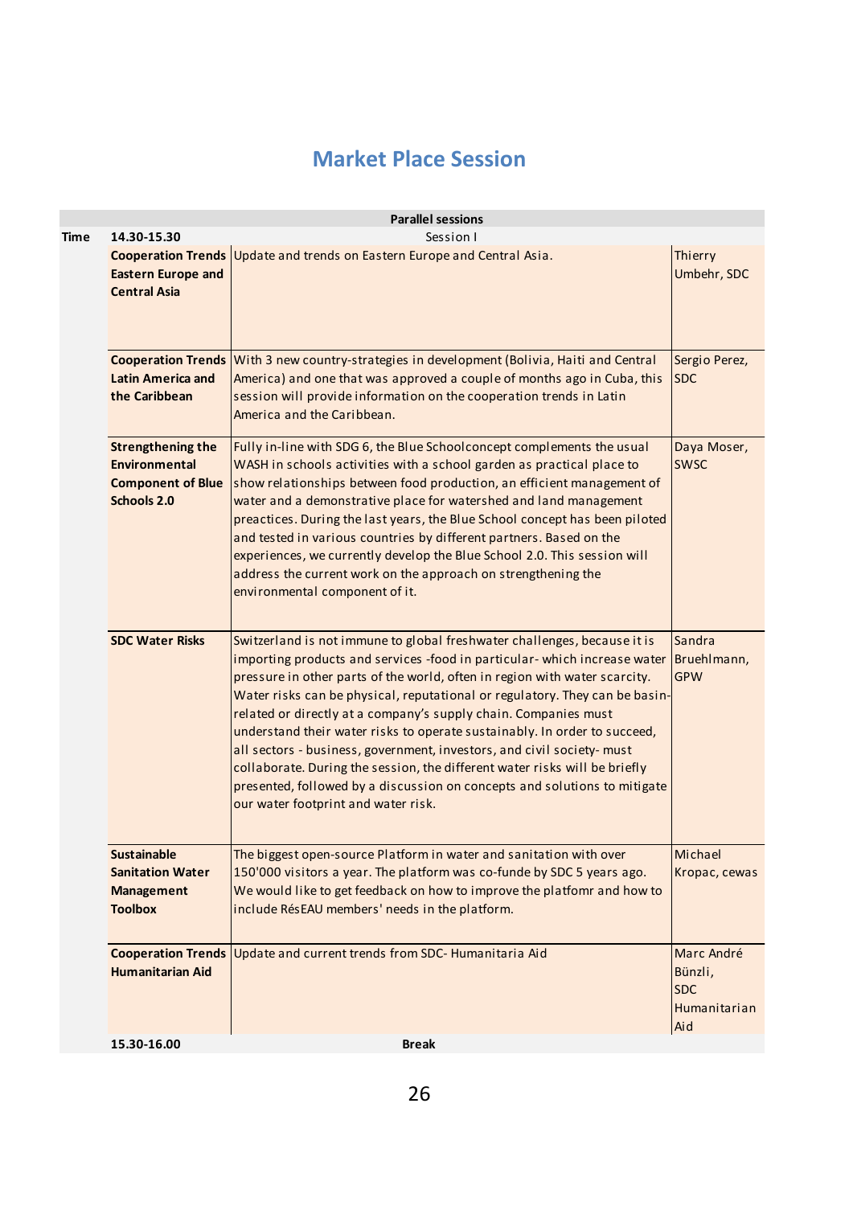# Market Place Session

| Parallel sessions | | | |
|---|---|---|---|
| **Time** | **14.30-15.30** | Session I | |
| | **Cooperation Trends Eastern Europe and Central Asia** | Update and trends on Eastern Europe and Central Asia. | Thierry Umbehr, SDC |
| | **Cooperation Trends Latin America and the Caribbean** | With 3 new country-strategies in development (Bolivia, Haiti and Central America) and one that was approved a couple of months ago in Cuba, this session will provide information on the cooperation trends in Latin America and the Caribbean. | Sergio Perez, SDC |
| | **Strengthening the Environmental Component of Blue Schools 2.0** | Fully in-line with SDG 6, the Blue Schoolconcept complements the usual WASH in schools activities with a school garden as practical place to show relationships between food production, an efficient management of water and a demonstrative place for watershed and land management preactices. During the last years, the Blue School concept has been piloted and tested in various countries by different partners. Based on the experiences, we currently develop the Blue School 2.0. This session will address the current work on the approach on strengthening the environmental component of it. | Daya Moser, SWSC |
| | **SDC Water Risks** | Switzerland is not immune to global freshwater challenges, because it is importing products and services -food in particular- which increase water pressure in other parts of the world, often in region with water scarcity. Water risks can be physical, reputational or regulatory. They can be basin-related or directly at a company's supply chain. Companies must understand their water risks to operate sustainably. In order to succeed, all sectors - business, government, investors, and civil society- must collaborate. During the session, the different water risks will be briefly presented, followed by a discussion on concepts and solutions to mitigate our water footprint and water risk. | Sandra Bruehlmann, GPW |
| | **Sustainable Sanitation Water Management Toolbox** | The biggest open-source Platform in water and sanitation with over 150'000 visitors a year. The platform was co-funde by SDC 5 years ago. We would like to get feedback on how to improve the platfomr and how to include RésEAU members' needs in the platform. | Michael Kropac, cewas |
| | **Cooperation Trends Humanitarian Aid** | Update and current trends from SDC- Humanitaria Aid | Marc André Bünzli, SDC Humanitarian Aid |
| | **15.30-16.00** | **Break** | |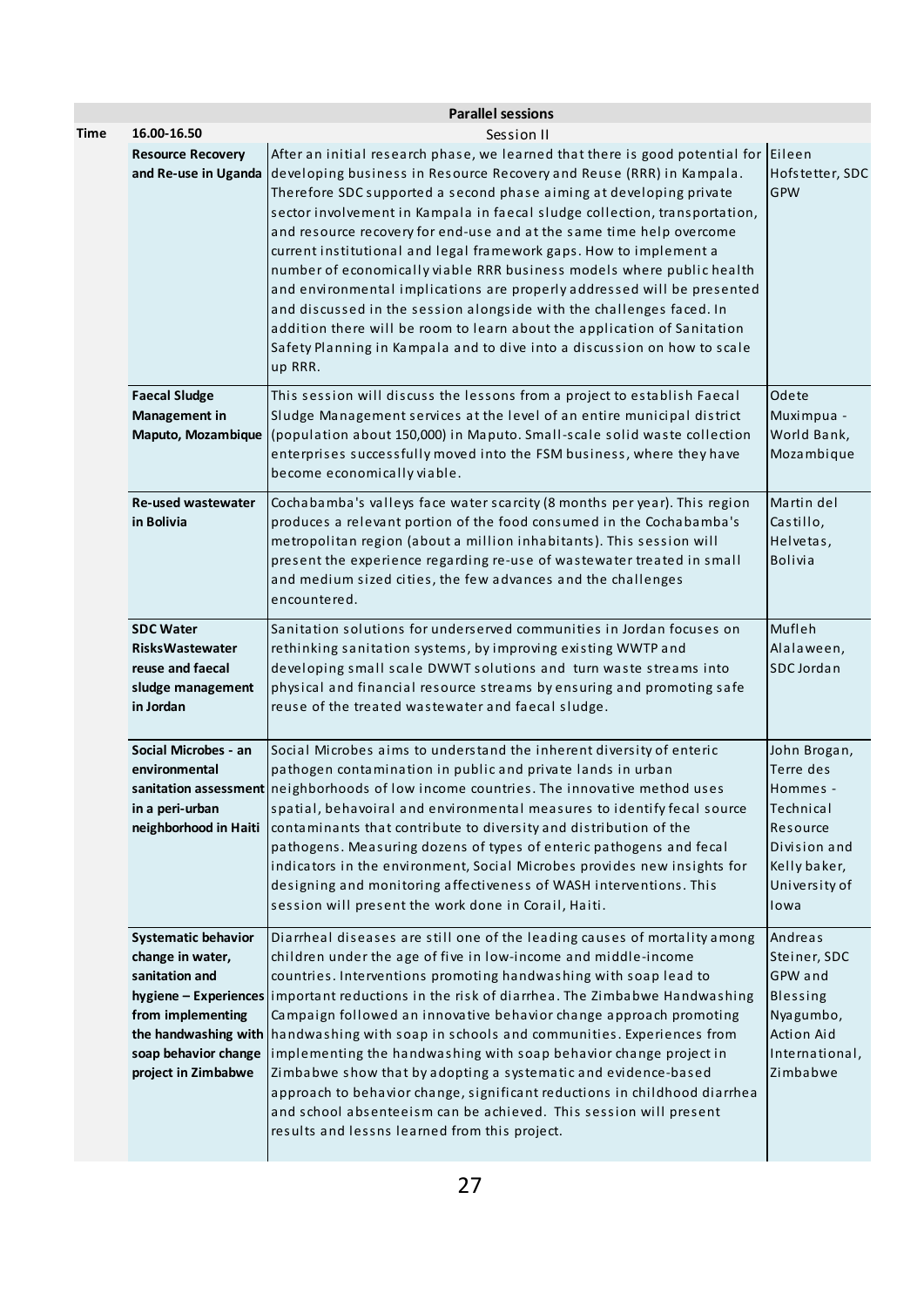| Parallel sessions | | | |
|---|---|---|---|
| **Time** | **16.00-16.50** | Session II | |
| | **Resource Recovery and Re-use in Uganda** | After an initial research phase, we learned that there is good potential for developing business in Resource Recovery and Reuse (RRR) in Kampala. Therefore SDC supported a second phase aiming at developing private sector involvement in Kampala in faecal sludge collection, transportation, and resource recovery for end-use and at the same time help overcome current institutional and legal framework gaps. How to implement a number of economically viable RRR business models where public health and environmental implications are properly addressed will be presented and discussed in the session alongside with the challenges faced. In addition there will be room to learn about the application of Sanitation Safety Planning in Kampala and to dive into a discussion on how to scale up RRR. | Eileen Hofstetter, SDC GPW |
| | **Faecal Sludge Management in Maputo, Mozambique** | This session will discuss the lessons from a project to establish Faecal Sludge Management services at the level of an entire municipal district (population about 150,000) in Maputo. Small-scale solid waste collection enterprises successfully moved into the FSM business, where they have become economically viable. | Odete Muximpua - World Bank, Mozambique |
| | **Re-used wastewater in Bolivia** | Cochabamba's valleys face water scarcity (8 months per year). This region produces a relevant portion of the food consumed in the Cochabamba's metropolitan region (about a million inhabitants). This session will present the experience regarding re-use of wastewater treated in small and medium sized cities, the few advances and the challenges encountered. | Martin del Castillo, Helvetas, Bolivia |
| | **SDC Water RisksWastewater reuse and faecal sludge management in Jordan** | Sanitation solutions for underserved communities in Jordan focuses on rethinking sanitation systems, by improving existing WWTP and developing small scale DWWT solutions and turn waste streams into physical and financial resource streams by ensuring and promoting safe reuse of the treated wastewater and faecal sludge. | Mufleh Alalaween, SDC Jordan |
| | **Social Microbes - an environmental sanitation assessment in a peri-urban neighborhood in Haiti** | Social Microbes aims to understand the inherent diversity of enteric pathogen contamination in public and private lands in urban neighborhoods of low income countries. The innovative method uses spatial, behavoiral and environmental measures to identify fecal source contaminants that contribute to diversity and distribution of the pathogens. Measuring dozens of types of enteric pathogens and fecal indicators in the environment, Social Microbes provides new insights for designing and monitoring affectiveness of WASH interventions. This session will present the work done in Corail, Haiti. | John Brogan, Terre des Hommes - Technical Resource Division and Kelly baker, University of Iowa |
| | **Systematic behavior change in water, sanitation and hygiene – Experiences from implementing the handwashing with soap behavior change project in Zimbabwe** | Diarrheal diseases are still one of the leading causes of mortality among children under the age of five in low-income and middle-income countries. Interventions promoting handwashing with soap lead to important reductions in the risk of diarrhea. The Zimbabwe Handwashing Campaign followed an innovative behavior change approach promoting handwashing with soap in schools and communities. Experiences from implementing the handwashing with soap behavior change project in Zimbabwe show that by adopting a systematic and evidence-based approach to behavior change, significant reductions in childhood diarrhea and school absenteeism can be achieved. This session will present results and lessns learned from this project. | Andreas Steiner, SDC GPW and Blessing Nyagumbo, Action Aid International, Zimbabwe |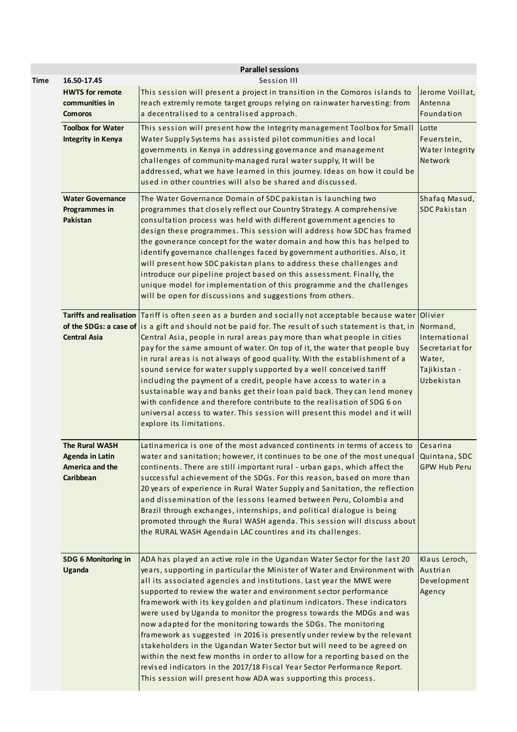| | | | |
|---|---|---|---|
| | | **Parallel sessions** | |
| **Time** | **16.50-17.45** | Session III | |
| | **HWTS for remote communities in Comoros** | This session will present a project in transition in the Comoros islands to reach extremly remote target groups relying on rainwater harvesting: from a decentralised to a centralised approach. | Jerome Voillat, Antenna Foundation |
| | **Toolbox for Water Integrity in Kenya** | This session will present how the Integrity management Toolbox for Small Water Supply Systems has assisted pilot communities and local governments in Kenya in addressing governance and management challenges of community-managed rural water supply, It will be addressed, what we have learned in this journey. Ideas on how it could be used in other countries will also be shared and discussed. | Lotte Feuerstein, Water Integrity Network |
| | **Water Governance Programmes in Pakistan** | The Water Governance Domain of SDC pakistan is launching two programmes that closely reflect our Country Strategy. A comprehensive consultation process was held with different government agencies to design these programmes. This session will address how SDC has framed the govnerance concept for the water domain and how this has helped to identify governance challenges faced by government authorities. Also, it will present how SDC pakistan plans to address these challenges and introduce our pipeline project based on this assessment. Finally, the unique model for implementation of this programme and the challenges will be open for discussions and suggestions from others. | Shafaq Masud, SDC Pakistan |
| | **Tariffs and realisation of the SDGs: a case of Central Asia** | Tariff is often seen as a burden and socially not acceptable because water is a gift and should not be paid for. The result of such statement is that, in Central Asia, people in rural areas pay more than what people in cities pay for the same amount of water. On top of it, the water that people buy in rural areas is not always of good quality. With the establishment of a sound service for water supply supported by a well conceived tariff including the payment of a credit, people have access to water in a sustainable way and banks get their loan paid back. They can lend money with confidence and therefore contribute to the realisation of SDG 6 on universal access to water. This session will present this model and it will explore its limitations. | Olivier Normand, International Secretariat for Water, Tajikistan - Uzbekistan |
| | **The Rural WASH Agenda in Latin America and the Caribbean** | Latinamerica is one of the most advanced continents in terms of access to water and sanitation; however, it continues to be one of the most unequal continents. There are still important rural - urban gaps, which affect the successful achievement of the SDGs. For this reason, based on more than 20 years of experience in Rural Water Supply and Sanitation, the reflection and dissemination of the lessons learned between Peru, Colombia and Brazil through exchanges, internships, and political dialogue is being promoted through the Rural WASH agenda. This session will discuss about the RURAL WASH Agendain LAC countires and its challenges. | Cesarina Quintana, SDC GPW Hub Peru |
| | **SDG 6 Monitoring in Uganda** | ADA has played an active role in the Ugandan Water Sector for the last 20 years, supporting in particular the Minister of Water and Environment with all its associated agencies and institutions. Last year the MWE were supported to review the water and environment sector performance framework with its key golden and platinum indicators. These indicators were used by Uganda to monitor the progress towards the MDGs and was now adapted for the monitoring towards the SDGs. The monitoring framework as suggested in 2016 is presently under review by the relevant stakeholders in the Ugandan Water Sector but will need to be agreed on within the next few months in order to allow for a reporting based on the revised indicators in the 2017/18 Fiscal Year Sector Performance Report. This session will present how ADA was supporting this process. | Klaus Leroch, Austrian Development Agency |